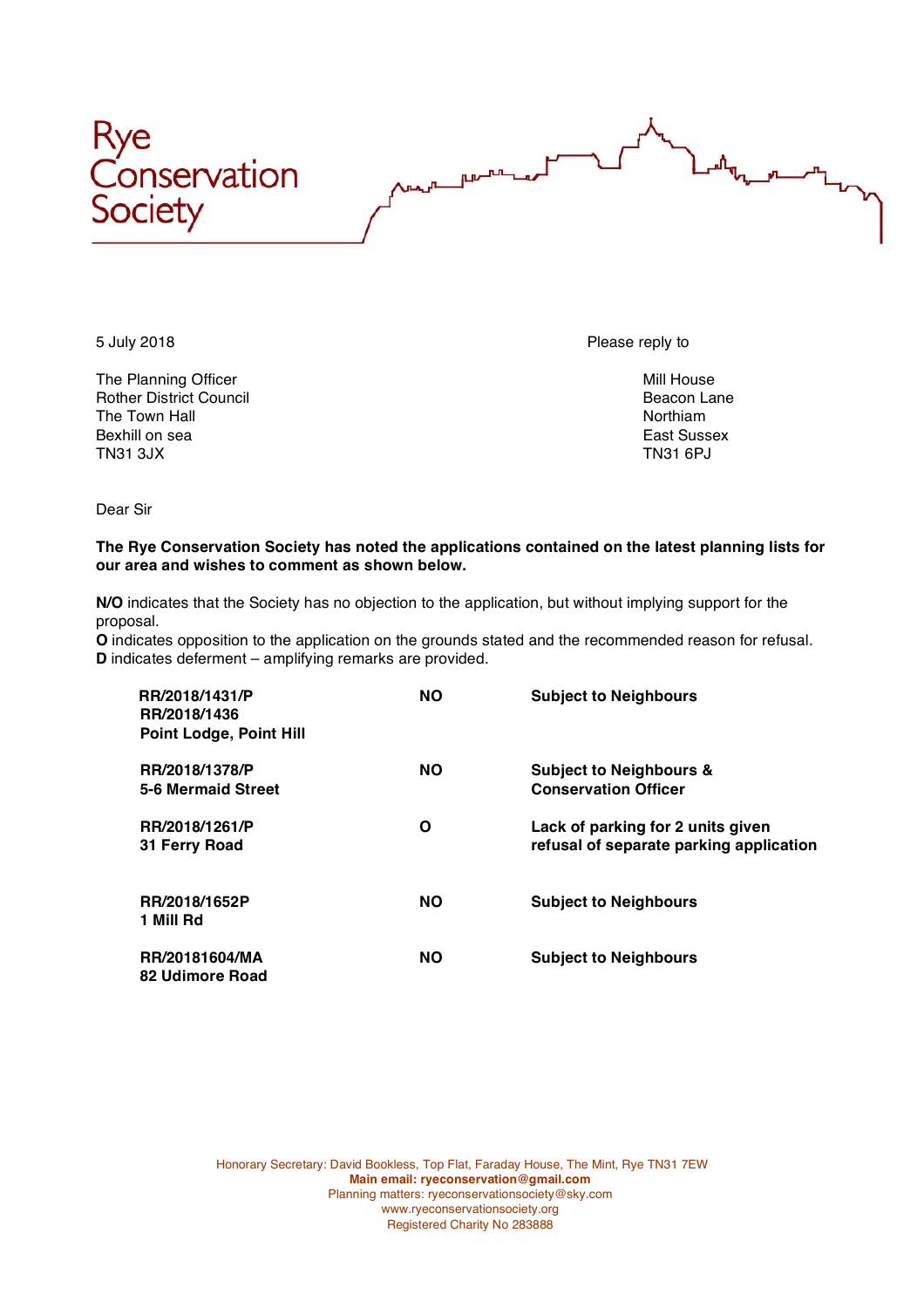Rye Conservation Society

5 July 2018

Please reply to

Mill House
Beacon Lane
Northiam
East Sussex
TN31 6PJ

The Planning Officer
Rother District Council
The Town Hall
Bexhill on sea
TN31 3JX

Dear Sir

**The Rye Conservation Society has noted the applications contained on the latest planning lists for our area and wishes to comment as shown below.**

**N/O** indicates that the Society has no objection to the application, but without implying support for the proposal.
**O** indicates opposition to the application on the grounds stated and the recommended reason for refusal.
**D** indicates deferment – amplifying remarks are provided.

| | | |
|---|---|---|
| **RR/2018/1431/P**<br>**RR/2018/1436**<br>**Point Lodge, Point Hill** | **NO** | **Subject to Neighbours** |
| **RR/2018/1378/P**<br>**5-6 Mermaid Street** | **NO** | **Subject to Neighbours & Conservation Officer** |
| **RR/2018/1261/P**<br>**31 Ferry Road** | **O** | **Lack of parking for 2 units given refusal of separate parking application** |
| **RR/2018/1652P**<br>**1 Mill Rd** | **NO** | **Subject to Neighbours** |
| **RR/20181604/MA**<br>**82 Udimore Road** | **NO** | **Subject to Neighbours** |

Honorary Secretary: David Bookless, Top Flat, Faraday House, The Mint, Rye TN31 7EW
**Main email: ryeconservation@gmail.com**
Planning matters: ryeconservationsociety@sky.com
www.ryeconservationsociety.org
Registered Charity No 283888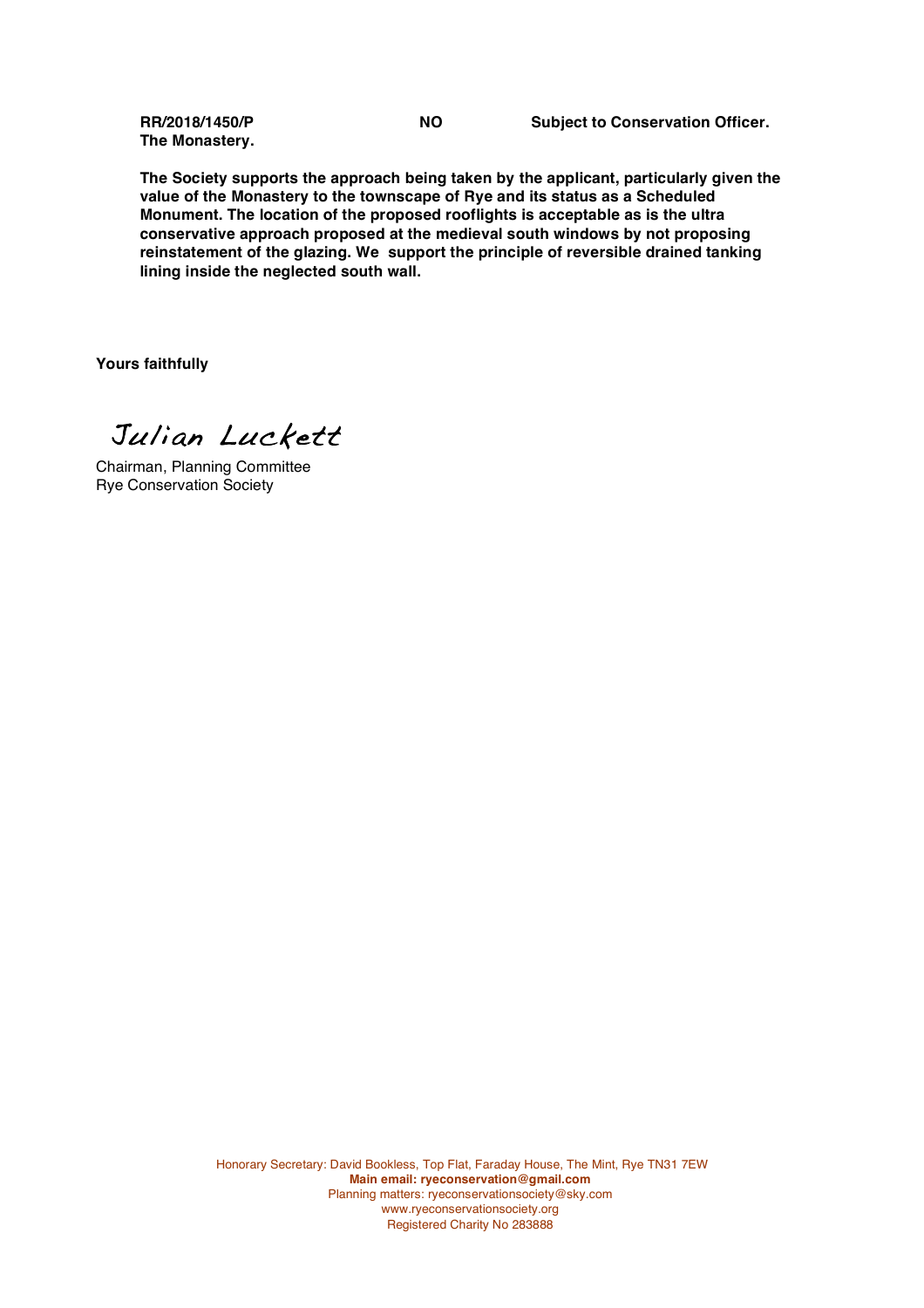**RR/2018/1450/P** **NO** **Subject to Conservation Officer.**
**The Monastery.**

**The Society supports the approach being taken by the applicant, particularly given the value of the Monastery to the townscape of Rye and its status as a Scheduled Monument. The location of the proposed rooflights is acceptable as is the ultra conservative approach proposed at the medieval south windows by not proposing reinstatement of the glazing. We support the principle of reversible drained tanking lining inside the neglected south wall.**

**Yours faithfully**

Julian Luckett

Chairman, Planning Committee
Rye Conservation Society

Honorary Secretary: David Bookless, Top Flat, Faraday House, The Mint, Rye TN31 7EW
**Main email: ryeconservation@gmail.com**
Planning matters: ryeconservationsociety@sky.com
www.ryeconservationsociety.org
Registered Charity No 283888